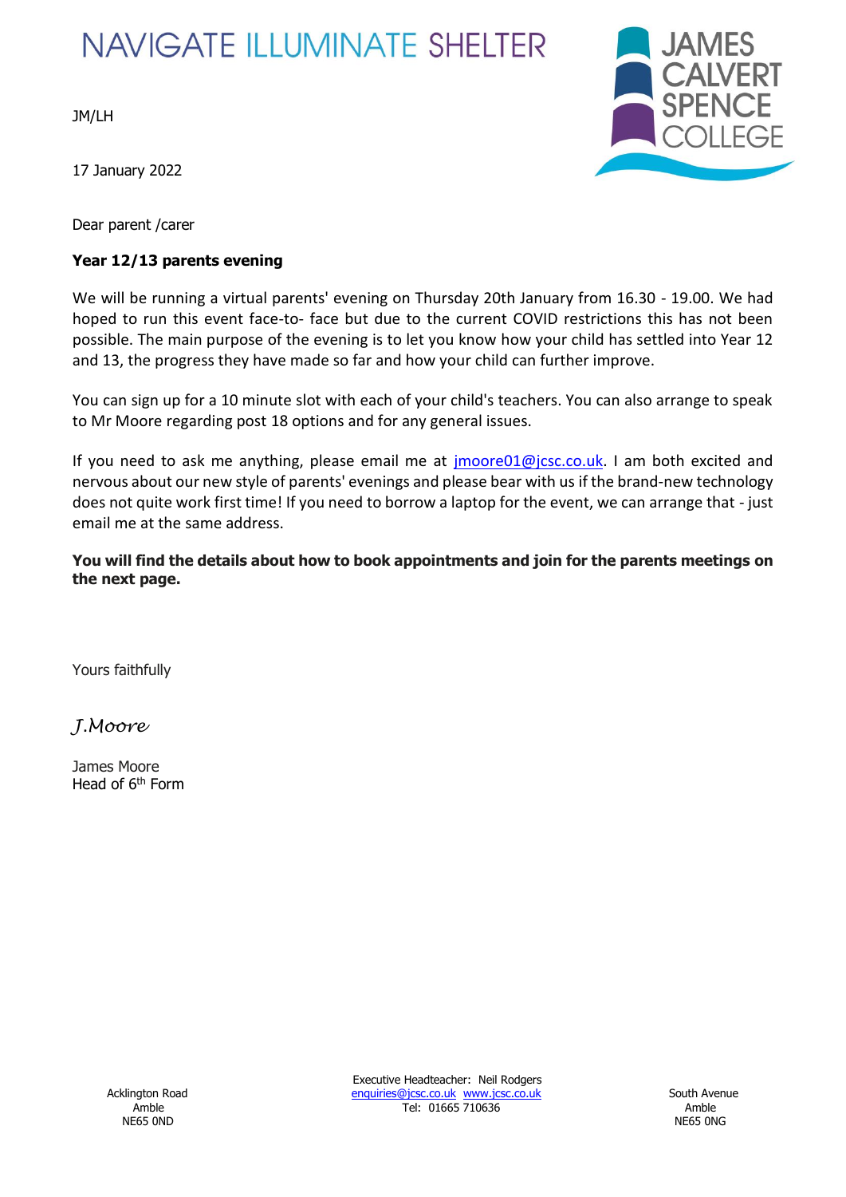NAVIGATE ILLUMINATE SHELTER

JAMES CALVERT SPENCE COLLEGE

JM/LH

17 January 2022

Dear parent /carer

**Year 12/13 parents evening**

We will be running a virtual parents' evening on Thursday 20th January from 16.30 - 19.00. We had hoped to run this event face-to- face but due to the current COVID restrictions this has not been possible. The main purpose of the evening is to let you know how your child has settled into Year 12 and 13, the progress they have made so far and how your child can further improve.

You can sign up for a 10 minute slot with each of your child's teachers. You can also arrange to speak to Mr Moore regarding post 18 options and for any general issues.

If you need to ask me anything, please email me at jmoore01@jcsc.co.uk. I am both excited and nervous about our new style of parents' evenings and please bear with us if the brand-new technology does not quite work first time! If you need to borrow a laptop for the event, we can arrange that - just email me at the same address.

**You will find the details about how to book appointments and join for the parents meetings on the next page.**

Yours faithfully

*J.Moore*

James Moore
Head of 6th Form

Acklington Road
Amble
NE65 0ND

Executive Headteacher: Neil Rodgers
enquiries@jcsc.co.uk www.jcsc.co.uk
Tel: 01665 710636

South Avenue
Amble
NE65 0NG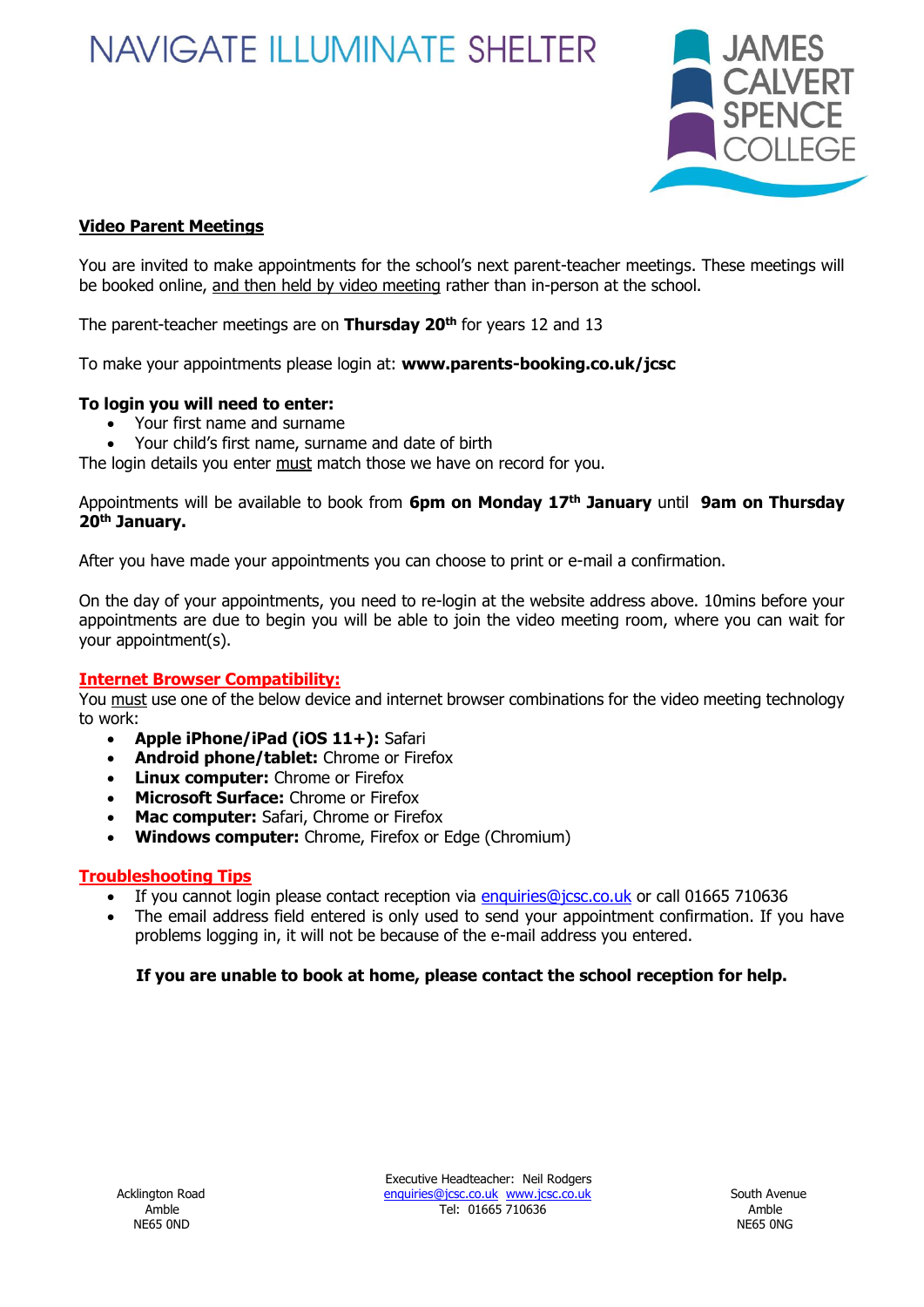NAVIGATE ILLUMINATE SHELTER

JAMES CALVERT SPENCE COLLEGE

## Video Parent Meetings

You are invited to make appointments for the school's next parent-teacher meetings. These meetings will be booked online, and then held by video meeting rather than in-person at the school.

The parent-teacher meetings are on **Thursday 20th** for years 12 and 13

To make your appointments please login at: **www.parents-booking.co.uk/jcsc**

**To login you will need to enter:**

- Your first name and surname
- Your child's first name, surname and date of birth

The login details you enter must match those we have on record for you.

Appointments will be available to book from **6pm on Monday 17th January** until **9am on Thursday 20th January.**

After you have made your appointments you can choose to print or e-mail a confirmation.

On the day of your appointments, you need to re-login at the website address above. 10mins before your appointments are due to begin you will be able to join the video meeting room, where you can wait for your appointment(s).

**Internet Browser Compatibility:**

You must use one of the below device and internet browser combinations for the video meeting technology to work:

- **Apple iPhone/iPad (iOS 11+):** Safari
- **Android phone/tablet:** Chrome or Firefox
- **Linux computer:** Chrome or Firefox
- **Microsoft Surface:** Chrome or Firefox
- **Mac computer:** Safari, Chrome or Firefox
- **Windows computer:** Chrome, Firefox or Edge (Chromium)

**Troubleshooting Tips**

- If you cannot login please contact reception via enquiries@jcsc.co.uk or call 01665 710636
- The email address field entered is only used to send your appointment confirmation. If you have problems logging in, it will not be because of the e-mail address you entered.

**If you are unable to book at home, please contact the school reception for help.**

Acklington Road
Amble
NE65 0ND

Executive Headteacher: Neil Rodgers
enquiries@jcsc.co.uk www.jcsc.co.uk
Tel: 01665 710636

South Avenue
Amble
NE65 0NG